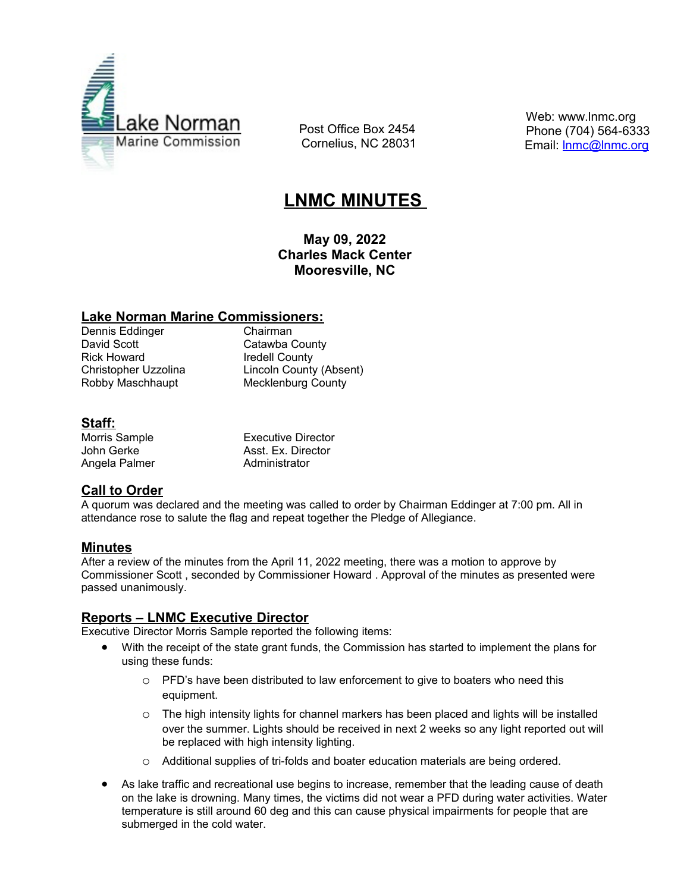Lake Norman Marine Commission

Post Office Box 2454
Cornelius, NC 28031

Web: www.lnmc.org
Phone (704) 564-6333
Email: lnmc@lnmc.org

# LNMC MINUTES

**May 09, 2022**
**Charles Mack Center**
**Mooresville, NC**

## Lake Norman Marine Commissioners:

| | |
|---|---|
| Dennis Eddinger | Chairman |
| David Scott | Catawba County |
| Rick Howard | Iredell County |
| Christopher Uzzolina | Lincoln County (Absent) |
| Robby Maschhaupt | Mecklenburg County |

## Staff:

| | |
|---|---|
| Morris Sample | Executive Director |
| John Gerke | Asst. Ex. Director |
| Angela Palmer | Administrator |

## Call to Order

A quorum was declared and the meeting was called to order by Chairman Eddinger at 7:00 pm. All in attendance rose to salute the flag and repeat together the Pledge of Allegiance.

## Minutes

After a review of the minutes from the April 11, 2022 meeting, there was a motion to approve by Commissioner Scott , seconded by Commissioner Howard . Approval of the minutes as presented were passed unanimously.

## Reports – LNMC Executive Director

Executive Director Morris Sample reported the following items:

- With the receipt of the state grant funds, the Commission has started to implement the plans for using these funds:
  - PFD's have been distributed to law enforcement to give to boaters who need this equipment.
  - The high intensity lights for channel markers has been placed and lights will be installed over the summer. Lights should be received in next 2 weeks so any light reported out will be replaced with high intensity lighting.
  - Additional supplies of tri-folds and boater education materials are being ordered.
- As lake traffic and recreational use begins to increase, remember that the leading cause of death on the lake is drowning. Many times, the victims did not wear a PFD during water activities. Water temperature is still around 60 deg and this can cause physical impairments for people that are submerged in the cold water.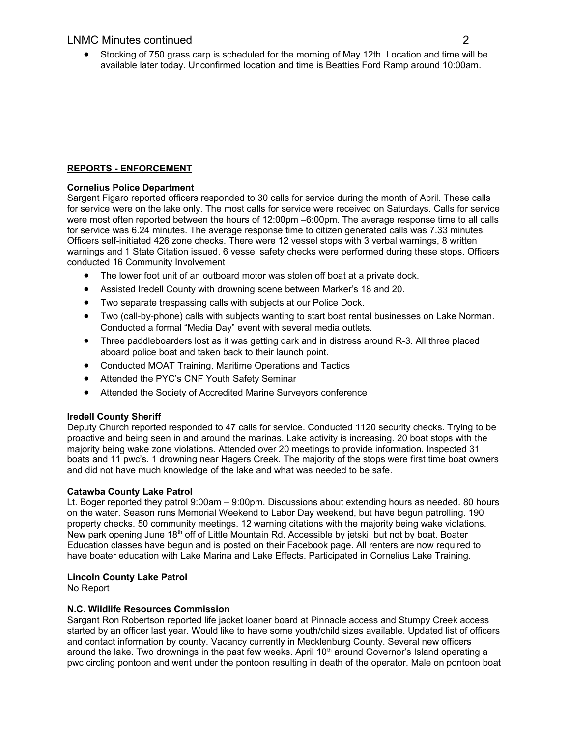- Stocking of 750 grass carp is scheduled for the morning of May 12th. Location and time will be available later today. Unconfirmed location and time is Beatties Ford Ramp around 10:00am.

## REPORTS - ENFORCEMENT

**Cornelius Police Department**

Sargent Figaro reported officers responded to 30 calls for service during the month of April. These calls for service were on the lake only. The most calls for service were received on Saturdays. Calls for service were most often reported between the hours of 12:00pm –6:00pm. The average response time to all calls for service was 6.24 minutes. The average response time to citizen generated calls was 7.33 minutes. Officers self-initiated 426 zone checks. There were 12 vessel stops with 3 verbal warnings, 8 written warnings and 1 State Citation issued. 6 vessel safety checks were performed during these stops. Officers conducted 16 Community Involvement

- The lower foot unit of an outboard motor was stolen off boat at a private dock.
- Assisted Iredell County with drowning scene between Marker's 18 and 20.
- Two separate trespassing calls with subjects at our Police Dock.
- Two (call-by-phone) calls with subjects wanting to start boat rental businesses on Lake Norman. Conducted a formal "Media Day" event with several media outlets.
- Three paddleboarders lost as it was getting dark and in distress around R-3. All three placed aboard police boat and taken back to their launch point.
- Conducted MOAT Training, Maritime Operations and Tactics
- Attended the PYC's CNF Youth Safety Seminar
- Attended the Society of Accredited Marine Surveyors conference

**Iredell County Sheriff**

Deputy Church reported responded to 47 calls for service. Conducted 1120 security checks. Trying to be proactive and being seen in and around the marinas. Lake activity is increasing. 20 boat stops with the majority being wake zone violations. Attended over 20 meetings to provide information. Inspected 31 boats and 11 pwc's. 1 drowning near Hagers Creek. The majority of the stops were first time boat owners and did not have much knowledge of the lake and what was needed to be safe.

**Catawba County Lake Patrol**

Lt. Boger reported they patrol 9:00am – 9:00pm. Discussions about extending hours as needed. 80 hours on the water. Season runs Memorial Weekend to Labor Day weekend, but have begun patrolling. 190 property checks. 50 community meetings. 12 warning citations with the majority being wake violations. New park opening June 18th off of Little Mountain Rd. Accessible by jetski, but not by boat. Boater Education classes have begun and is posted on their Facebook page. All renters are now required to have boater education with Lake Marina and Lake Effects. Participated in Cornelius Lake Training.

**Lincoln County Lake Patrol**

No Report

**N.C. Wildlife Resources Commission**

Sargant Ron Robertson reported life jacket loaner board at Pinnacle access and Stumpy Creek access started by an officer last year. Would like to have some youth/child sizes available. Updated list of officers and contact information by county. Vacancy currently in Mecklenburg County. Several new officers around the lake. Two drownings in the past few weeks. April 10th around Governor's Island operating a pwc circling pontoon and went under the pontoon resulting in death of the operator. Male on pontoon boat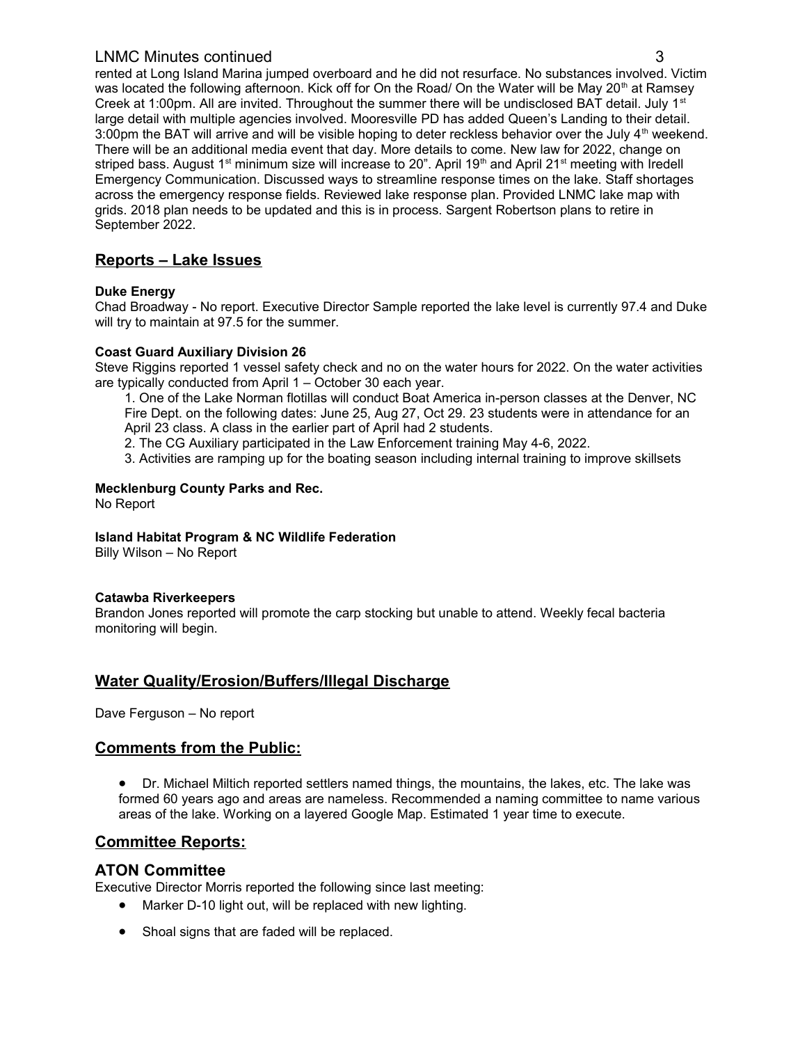rented at Long Island Marina jumped overboard and he did not resurface. No substances involved. Victim was located the following afternoon. Kick off for On the Road/ On the Water will be May 20th at Ramsey Creek at 1:00pm. All are invited. Throughout the summer there will be undisclosed BAT detail. July 1st large detail with multiple agencies involved. Mooresville PD has added Queen's Landing to their detail. 3:00pm the BAT will arrive and will be visible hoping to deter reckless behavior over the July 4th weekend. There will be an additional media event that day. More details to come. New law for 2022, change on striped bass. August 1st minimum size will increase to 20". April 19th and April 21st meeting with Iredell Emergency Communication. Discussed ways to streamline response times on the lake. Staff shortages across the emergency response fields. Reviewed lake response plan. Provided LNMC lake map with grids. 2018 plan needs to be updated and this is in process. Sargent Robertson plans to retire in September 2022.

## Reports – Lake Issues

**Duke Energy**

Chad Broadway - No report. Executive Director Sample reported the lake level is currently 97.4 and Duke will try to maintain at 97.5 for the summer.

**Coast Guard Auxiliary Division 26**

Steve Riggins reported 1 vessel safety check and no on the water hours for 2022. On the water activities are typically conducted from April 1 – October 30 each year.

1. One of the Lake Norman flotillas will conduct Boat America in-person classes at the Denver, NC Fire Dept. on the following dates: June 25, Aug 27, Oct 29. 23 students were in attendance for an April 23 class. A class in the earlier part of April had 2 students.
2. The CG Auxiliary participated in the Law Enforcement training May 4-6, 2022.
3. Activities are ramping up for the boating season including internal training to improve skillsets

**Mecklenburg County Parks and Rec.**

No Report

**Island Habitat Program & NC Wildlife Federation**

Billy Wilson – No Report

**Catawba Riverkeepers**

Brandon Jones reported will promote the carp stocking but unable to attend. Weekly fecal bacteria monitoring will begin.

## Water Quality/Erosion/Buffers/Illegal Discharge

Dave Ferguson – No report

## Comments from the Public:

- Dr. Michael Miltich reported settlers named things, the mountains, the lakes, etc. The lake was formed 60 years ago and areas are nameless. Recommended a naming committee to name various areas of the lake. Working on a layered Google Map. Estimated 1 year time to execute.

## Committee Reports:

## ATON Committee

Executive Director Morris reported the following since last meeting:

- Marker D-10 light out, will be replaced with new lighting.
- Shoal signs that are faded will be replaced.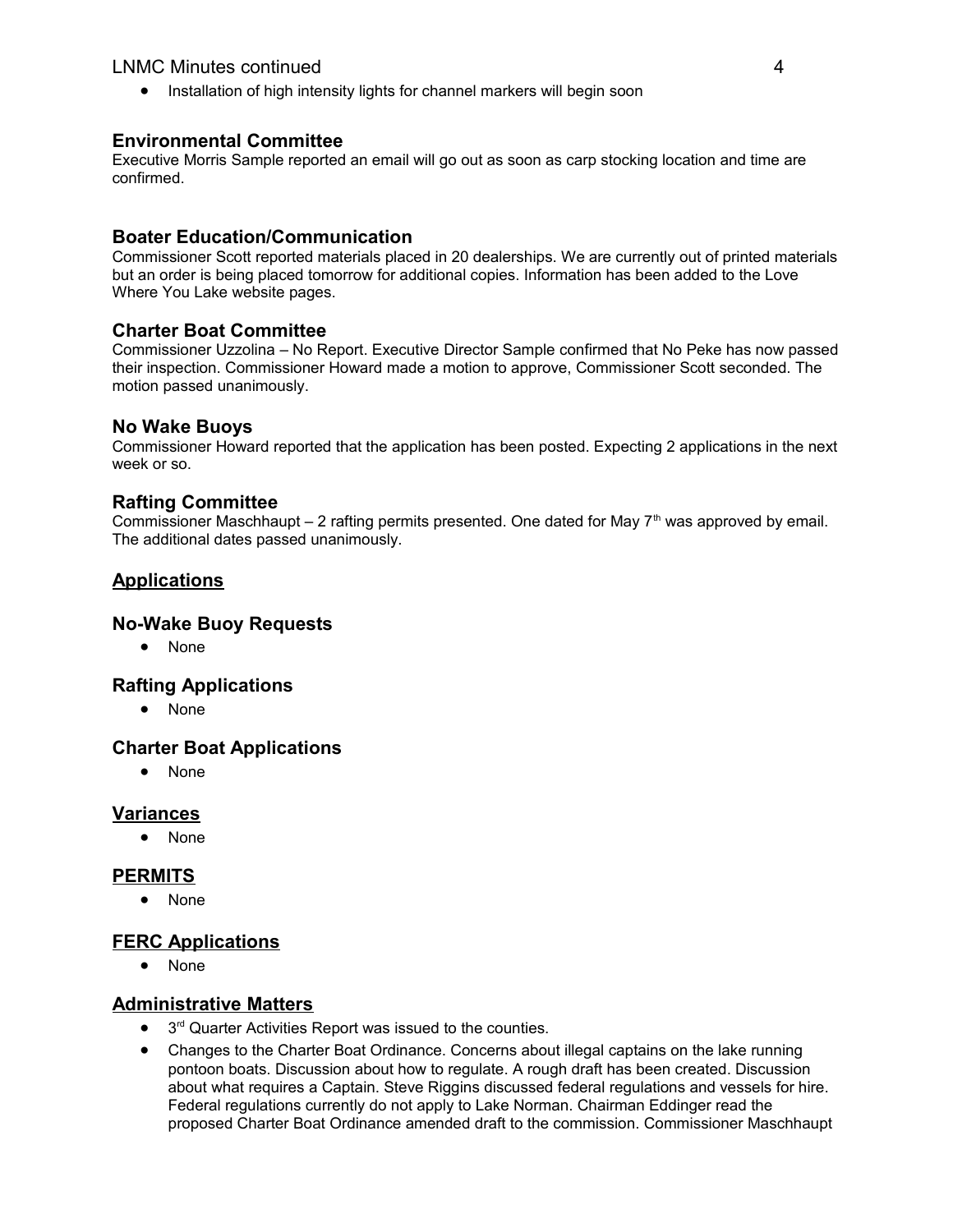- Installation of high intensity lights for channel markers will begin soon

### Environmental Committee

Executive Morris Sample reported an email will go out as soon as carp stocking location and time are confirmed.

### Boater Education/Communication

Commissioner Scott reported materials placed in 20 dealerships. We are currently out of printed materials but an order is being placed tomorrow for additional copies. Information has been added to the Love Where You Lake website pages.

### Charter Boat Committee

Commissioner Uzzolina – No Report. Executive Director Sample confirmed that No Peke has now passed their inspection. Commissioner Howard made a motion to approve, Commissioner Scott seconded. The motion passed unanimously.

### No Wake Buoys

Commissioner Howard reported that the application has been posted. Expecting 2 applications in the next week or so.

### Rafting Committee

Commissioner Maschhaupt – 2 rafting permits presented. One dated for May 7th was approved by email. The additional dates passed unanimously.

## Applications

### No-Wake Buoy Requests

- None

### Rafting Applications

- None

### Charter Boat Applications

- None

## Variances

- None

## PERMITS

- None

## FERC Applications

- None

## Administrative Matters

- 3rd Quarter Activities Report was issued to the counties.
- Changes to the Charter Boat Ordinance. Concerns about illegal captains on the lake running pontoon boats. Discussion about how to regulate. A rough draft has been created. Discussion about what requires a Captain. Steve Riggins discussed federal regulations and vessels for hire. Federal regulations currently do not apply to Lake Norman. Chairman Eddinger read the proposed Charter Boat Ordinance amended draft to the commission. Commissioner Maschhaupt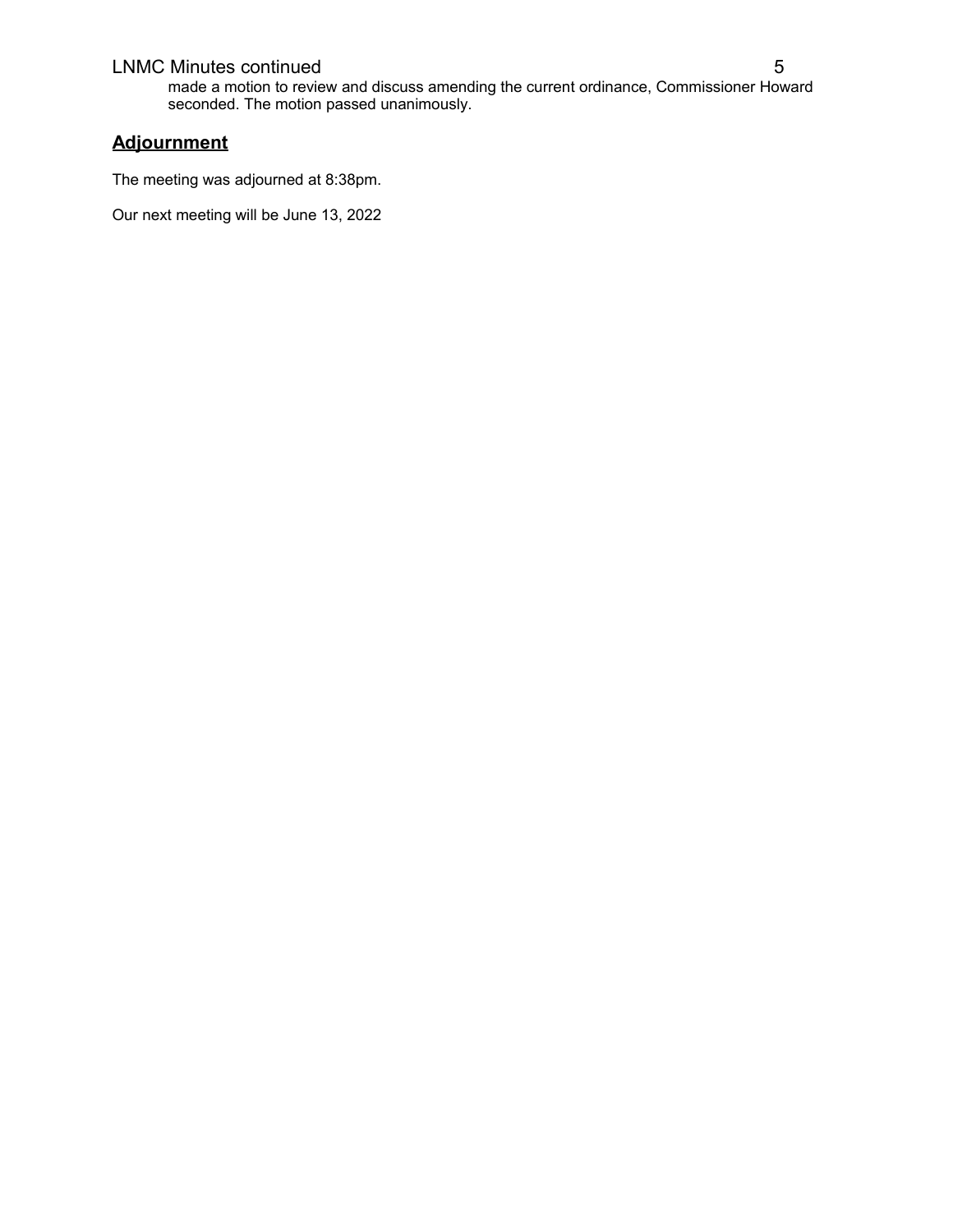made a motion to review and discuss amending the current ordinance, Commissioner Howard seconded. The motion passed unanimously.

## **Adjournment**

The meeting was adjourned at 8:38pm.

Our next meeting will be June 13, 2022